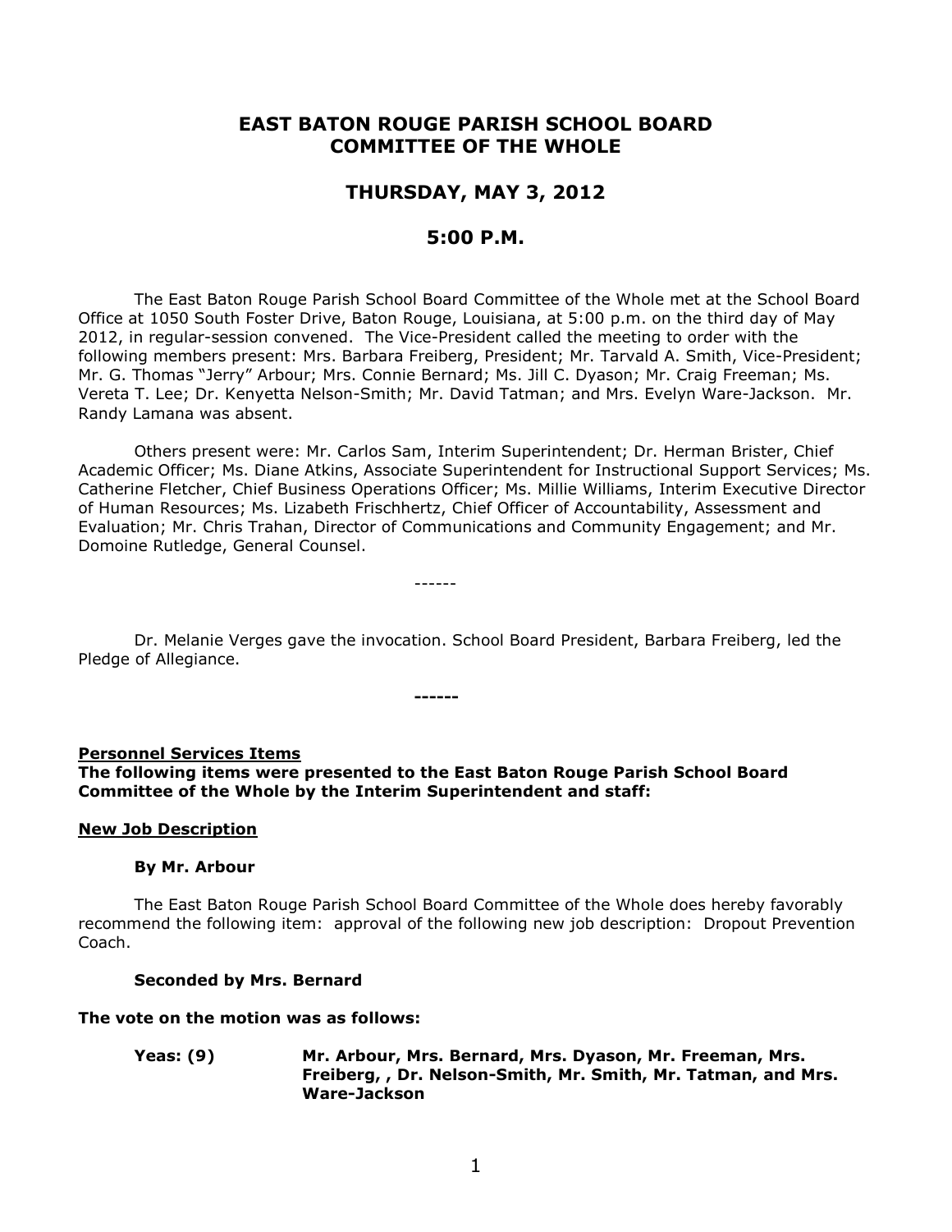# EAST BATON ROUGE PARISH SCHOOL BOARD COMMITTEE OF THE WHOLE

## THURSDAY, MAY 3, 2012

## 5:00 P.M.

The East Baton Rouge Parish School Board Committee of the Whole met at the School Board Office at 1050 South Foster Drive, Baton Rouge, Louisiana, at 5:00 p.m. on the third day of May 2012, in regular-session convened. The Vice-President called the meeting to order with the following members present: Mrs. Barbara Freiberg, President; Mr. Tarvald A. Smith, Vice-President; Mr. G. Thomas "Jerry" Arbour; Mrs. Connie Bernard; Ms. Jill C. Dyason; Mr. Craig Freeman; Ms. Vereta T. Lee; Dr. Kenyetta Nelson-Smith; Mr. David Tatman; and Mrs. Evelyn Ware-Jackson. Mr. Randy Lamana was absent.

Others present were: Mr. Carlos Sam, Interim Superintendent; Dr. Herman Brister, Chief Academic Officer; Ms. Diane Atkins, Associate Superintendent for Instructional Support Services; Ms. Catherine Fletcher, Chief Business Operations Officer; Ms. Millie Williams, Interim Executive Director of Human Resources; Ms. Lizabeth Frischhertz, Chief Officer of Accountability, Assessment and Evaluation; Mr. Chris Trahan, Director of Communications and Community Engagement; and Mr. Domoine Rutledge, General Counsel.

------

Dr. Melanie Verges gave the invocation. School Board President, Barbara Freiberg, led the Pledge of Allegiance.

**------**

**Personnel Services Items**

**The following items were presented to the East Baton Rouge Parish School Board Committee of the Whole by the Interim Superintendent and staff:**

**New Job Description**

**By Mr. Arbour**

The East Baton Rouge Parish School Board Committee of the Whole does hereby favorably recommend the following item: approval of the following new job description: Dropout Prevention Coach.

**Seconded by Mrs. Bernard**

**The vote on the motion was as follows:**

**Yeas: (9)** **Mr. Arbour, Mrs. Bernard, Mrs. Dyason, Mr. Freeman, Mrs. Freiberg, , Dr. Nelson-Smith, Mr. Smith, Mr. Tatman, and Mrs. Ware-Jackson**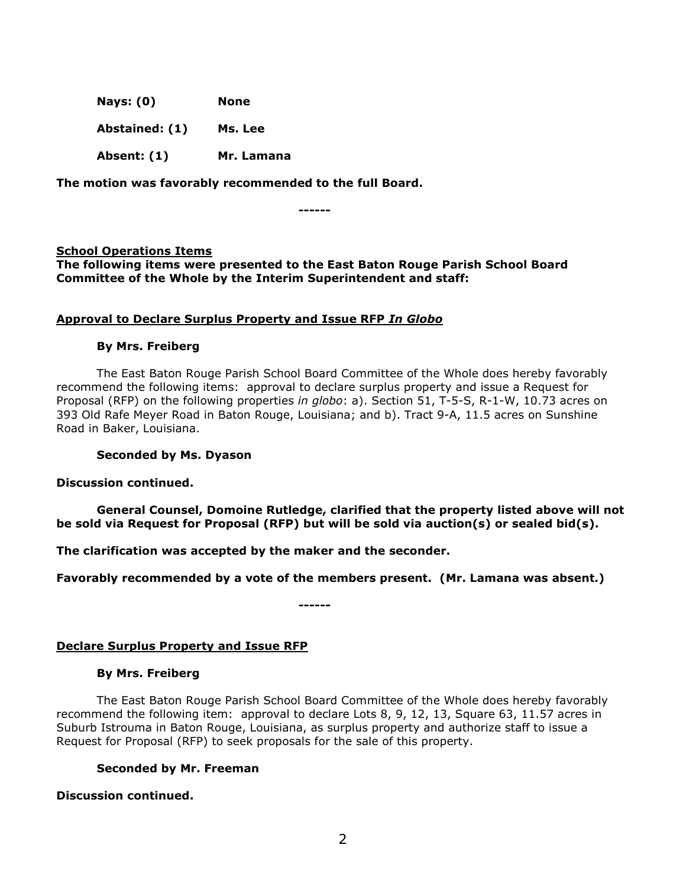**Nays: (0)** **None**

**Abstained: (1)** **Ms. Lee**

**Absent: (1)** **Mr. Lamana**

**The motion was favorably recommended to the full Board.**

**------**

**School Operations Items**

**The following items were presented to the East Baton Rouge Parish School Board Committee of the Whole by the Interim Superintendent and staff:**

**Approval to Declare Surplus Property and Issue RFP *In Globo***

**By Mrs. Freiberg**

The East Baton Rouge Parish School Board Committee of the Whole does hereby favorably recommend the following items: approval to declare surplus property and issue a Request for Proposal (RFP) on the following properties *in globo*: a). Section 51, T-5-S, R-1-W, 10.73 acres on 393 Old Rafe Meyer Road in Baton Rouge, Louisiana; and b). Tract 9-A, 11.5 acres on Sunshine Road in Baker, Louisiana.

**Seconded by Ms. Dyason**

**Discussion continued.**

**General Counsel, Domoine Rutledge, clarified that the property listed above will not be sold via Request for Proposal (RFP) but will be sold via auction(s) or sealed bid(s).**

**The clarification was accepted by the maker and the seconder.**

**Favorably recommended by a vote of the members present. (Mr. Lamana was absent.)**

**------**

**Declare Surplus Property and Issue RFP**

**By Mrs. Freiberg**

The East Baton Rouge Parish School Board Committee of the Whole does hereby favorably recommend the following item: approval to declare Lots 8, 9, 12, 13, Square 63, 11.57 acres in Suburb Istrouma in Baton Rouge, Louisiana, as surplus property and authorize staff to issue a Request for Proposal (RFP) to seek proposals for the sale of this property.

**Seconded by Mr. Freeman**

**Discussion continued.**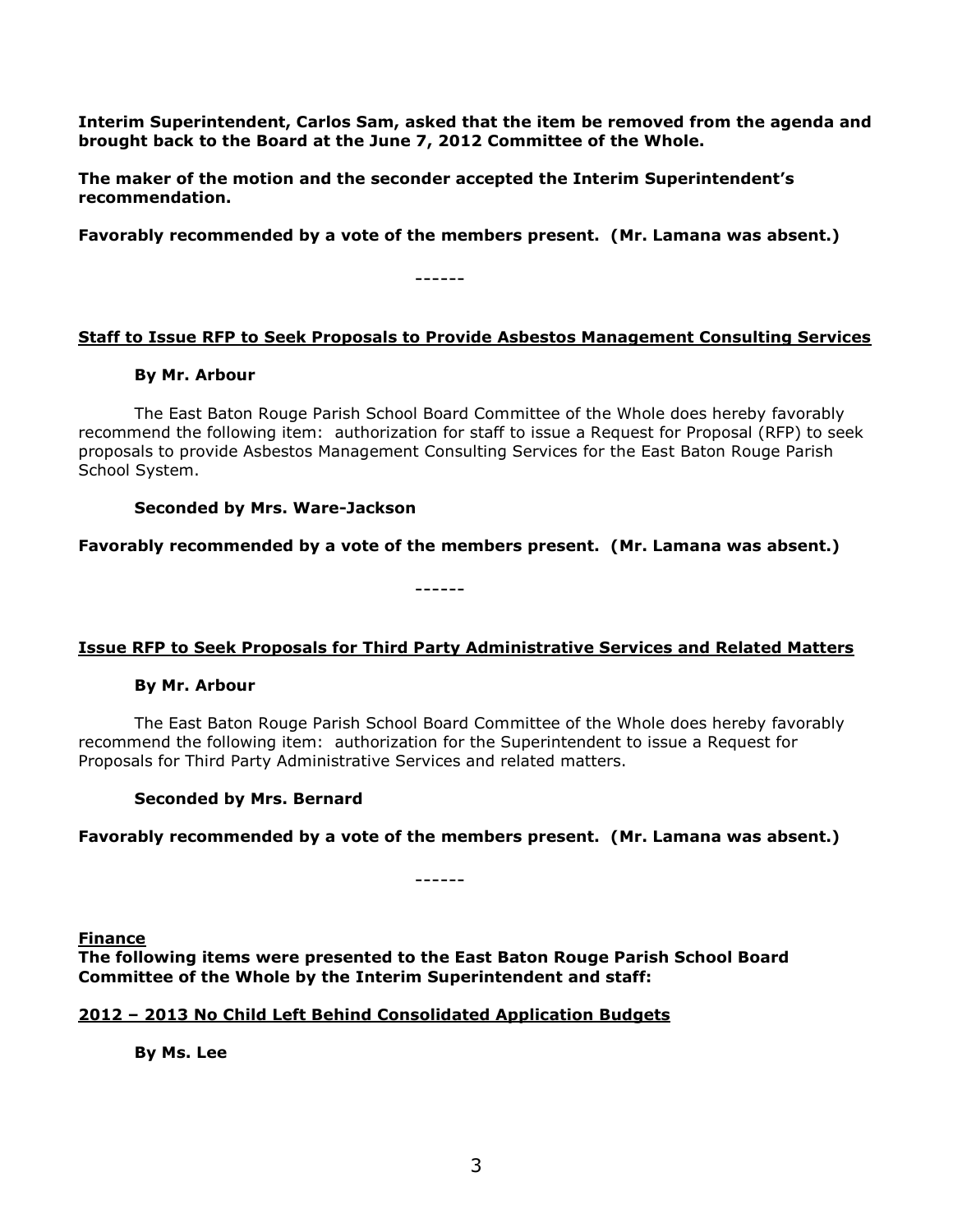**Interim Superintendent, Carlos Sam, asked that the item be removed from the agenda and brought back to the Board at the June 7, 2012 Committee of the Whole.**

**The maker of the motion and the seconder accepted the Interim Superintendent's recommendation.**

**Favorably recommended by a vote of the members present. (Mr. Lamana was absent.)**

------

**<u>Staff to Issue RFP to Seek Proposals to Provide Asbestos Management Consulting Services</u>**

**By Mr. Arbour**

The East Baton Rouge Parish School Board Committee of the Whole does hereby favorably recommend the following item: authorization for staff to issue a Request for Proposal (RFP) to seek proposals to provide Asbestos Management Consulting Services for the East Baton Rouge Parish School System.

**Seconded by Mrs. Ware-Jackson**

**Favorably recommended by a vote of the members present. (Mr. Lamana was absent.)**

------

**<u>Issue RFP to Seek Proposals for Third Party Administrative Services and Related Matters</u>**

**By Mr. Arbour**

The East Baton Rouge Parish School Board Committee of the Whole does hereby favorably recommend the following item: authorization for the Superintendent to issue a Request for Proposals for Third Party Administrative Services and related matters.

**Seconded by Mrs. Bernard**

**Favorably recommended by a vote of the members present. (Mr. Lamana was absent.)**

------

**<u>Finance</u>**

**The following items were presented to the East Baton Rouge Parish School Board Committee of the Whole by the Interim Superintendent and staff:**

**<u>2012 – 2013 No Child Left Behind Consolidated Application Budgets</u>**

**By Ms. Lee**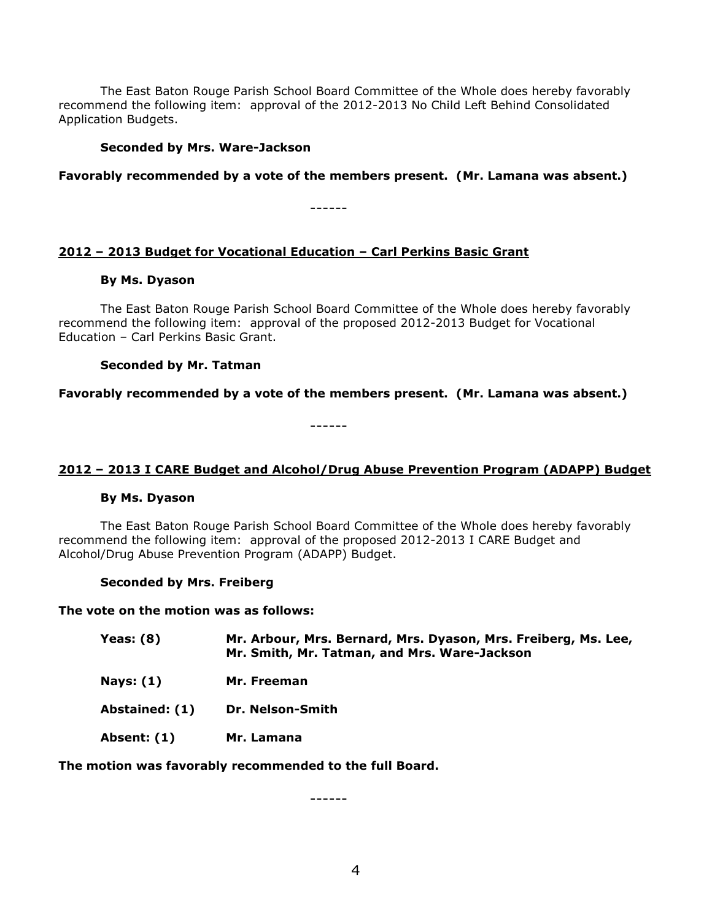The East Baton Rouge Parish School Board Committee of the Whole does hereby favorably recommend the following item: approval of the 2012-2013 No Child Left Behind Consolidated Application Budgets.

**Seconded by Mrs. Ware-Jackson**

**Favorably recommended by a vote of the members present. (Mr. Lamana was absent.)**

------

**<u>2012 – 2013 Budget for Vocational Education – Carl Perkins Basic Grant</u>**

**By Ms. Dyason**

The East Baton Rouge Parish School Board Committee of the Whole does hereby favorably recommend the following item: approval of the proposed 2012-2013 Budget for Vocational Education – Carl Perkins Basic Grant.

**Seconded by Mr. Tatman**

**Favorably recommended by a vote of the members present. (Mr. Lamana was absent.)**

------

**<u>2012 – 2013 I CARE Budget and Alcohol/Drug Abuse Prevention Program (ADAPP) Budget</u>**

**By Ms. Dyason**

The East Baton Rouge Parish School Board Committee of the Whole does hereby favorably recommend the following item: approval of the proposed 2012-2013 I CARE Budget and Alcohol/Drug Abuse Prevention Program (ADAPP) Budget.

**Seconded by Mrs. Freiberg**

**The vote on the motion was as follows:**

**Yeas: (8)** **Mr. Arbour, Mrs. Bernard, Mrs. Dyason, Mrs. Freiberg, Ms. Lee, Mr. Smith, Mr. Tatman, and Mrs. Ware-Jackson**

**Nays: (1)** **Mr. Freeman**

**Abstained: (1)** **Dr. Nelson-Smith**

**Absent: (1)** **Mr. Lamana**

**The motion was favorably recommended to the full Board.**

------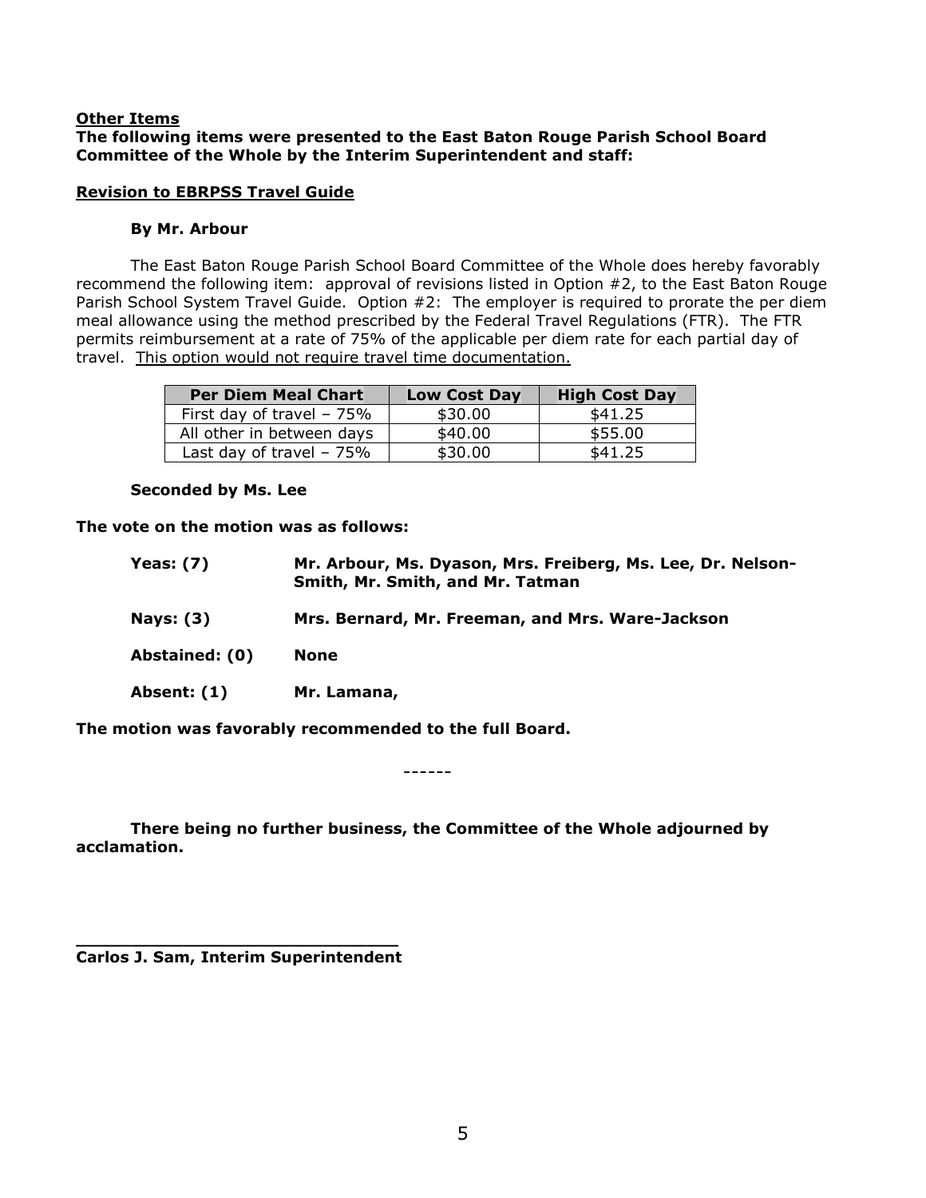**<u>Other Items</u>**
**The following items were presented to the East Baton Rouge Parish School Board Committee of the Whole by the Interim Superintendent and staff:**

**<u>Revision to EBRPSS Travel Guide</u>**

**By Mr. Arbour**

The East Baton Rouge Parish School Board Committee of the Whole does hereby favorably recommend the following item: approval of revisions listed in Option #2, to the East Baton Rouge Parish School System Travel Guide. Option #2: The employer is required to prorate the per diem meal allowance using the method prescribed by the Federal Travel Regulations (FTR). The FTR permits reimbursement at a rate of 75% of the applicable per diem rate for each partial day of travel. <u>This option would not require travel time documentation.</u>

| Per Diem Meal Chart | Low Cost Day | High Cost Day |
|---|---|---|
| First day of travel – 75% | $30.00 | $41.25 |
| All other in between days | $40.00 | $55.00 |
| Last day of travel – 75% | $30.00 | $41.25 |

**Seconded by Ms. Lee**

**The vote on the motion was as follows:**

**Yeas: (7)** **Mr. Arbour, Ms. Dyason, Mrs. Freiberg, Ms. Lee, Dr. Nelson-Smith, Mr. Smith, and Mr. Tatman**

**Nays: (3)** **Mrs. Bernard, Mr. Freeman, and Mrs. Ware-Jackson**

**Abstained: (0)** **None**

**Absent: (1)** **Mr. Lamana,**

**The motion was favorably recommended to the full Board.**

------

**There being no further business, the Committee of the Whole adjourned by acclamation.**

________________________________
**Carlos J. Sam, Interim Superintendent**